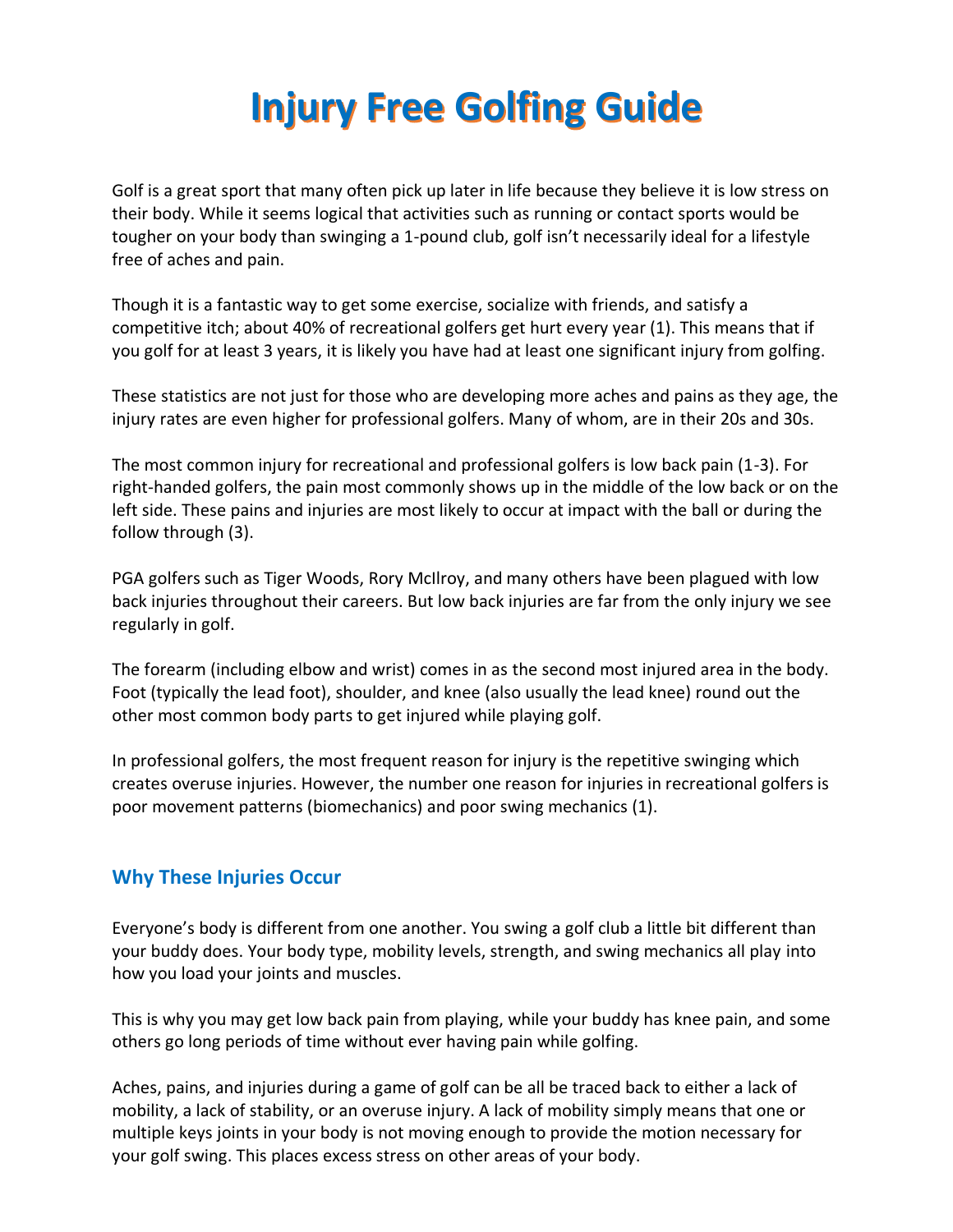# Injury Free Golfing Guide

Golf is a great sport that many often pick up later in life because they believe it is low stress on their body. While it seems logical that activities such as running or contact sports would be tougher on your body than swinging a 1-pound club, golf isn't necessarily ideal for a lifestyle free of aches and pain.

Though it is a fantastic way to get some exercise, socialize with friends, and satisfy a competitive itch; about 40% of recreational golfers get hurt every year (1). This means that if you golf for at least 3 years, it is likely you have had at least one significant injury from golfing.

These statistics are not just for those who are developing more aches and pains as they age, the injury rates are even higher for professional golfers. Many of whom, are in their 20s and 30s.

The most common injury for recreational and professional golfers is low back pain (1-3). For right-handed golfers, the pain most commonly shows up in the middle of the low back or on the left side. These pains and injuries are most likely to occur at impact with the ball or during the follow through (3).

PGA golfers such as Tiger Woods, Rory McIlroy, and many others have been plagued with low back injuries throughout their careers. But low back injuries are far from the only injury we see regularly in golf.

The forearm (including elbow and wrist) comes in as the second most injured area in the body. Foot (typically the lead foot), shoulder, and knee (also usually the lead knee) round out the other most common body parts to get injured while playing golf.

In professional golfers, the most frequent reason for injury is the repetitive swinging which creates overuse injuries. However, the number one reason for injuries in recreational golfers is poor movement patterns (biomechanics) and poor swing mechanics (1).

## Why These Injuries Occur

Everyone's body is different from one another. You swing a golf club a little bit different than your buddy does. Your body type, mobility levels, strength, and swing mechanics all play into how you load your joints and muscles.

This is why you may get low back pain from playing, while your buddy has knee pain, and some others go long periods of time without ever having pain while golfing.

Aches, pains, and injuries during a game of golf can be all be traced back to either a lack of mobility, a lack of stability, or an overuse injury. A lack of mobility simply means that one or multiple keys joints in your body is not moving enough to provide the motion necessary for your golf swing. This places excess stress on other areas of your body.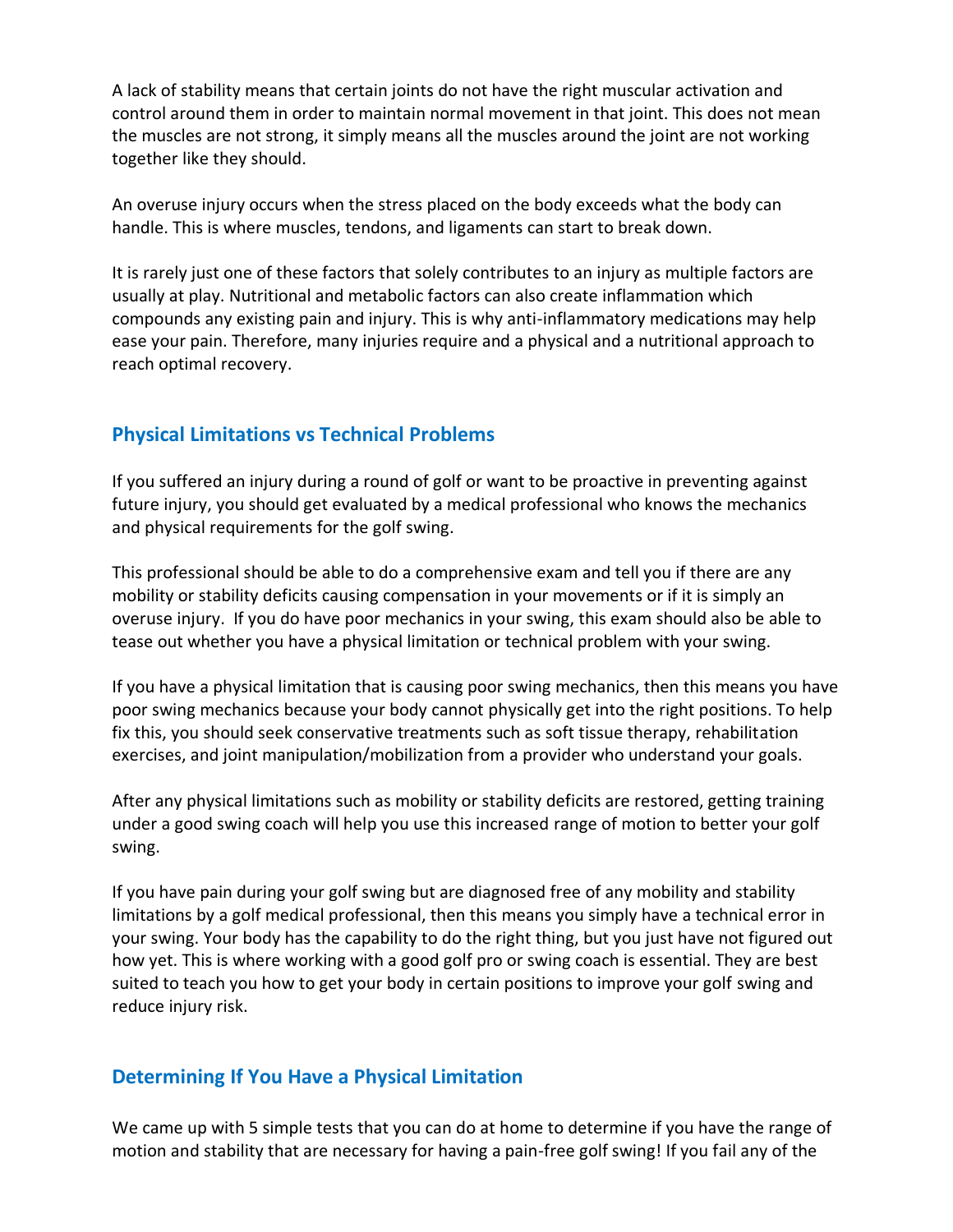A lack of stability means that certain joints do not have the right muscular activation and control around them in order to maintain normal movement in that joint. This does not mean the muscles are not strong, it simply means all the muscles around the joint are not working together like they should.

An overuse injury occurs when the stress placed on the body exceeds what the body can handle. This is where muscles, tendons, and ligaments can start to break down.

It is rarely just one of these factors that solely contributes to an injury as multiple factors are usually at play. Nutritional and metabolic factors can also create inflammation which compounds any existing pain and injury. This is why anti-inflammatory medications may help ease your pain. Therefore, many injuries require and a physical and a nutritional approach to reach optimal recovery.

## Physical Limitations vs Technical Problems

If you suffered an injury during a round of golf or want to be proactive in preventing against future injury, you should get evaluated by a medical professional who knows the mechanics and physical requirements for the golf swing.

This professional should be able to do a comprehensive exam and tell you if there are any mobility or stability deficits causing compensation in your movements or if it is simply an overuse injury. If you do have poor mechanics in your swing, this exam should also be able to tease out whether you have a physical limitation or technical problem with your swing.

If you have a physical limitation that is causing poor swing mechanics, then this means you have poor swing mechanics because your body cannot physically get into the right positions. To help fix this, you should seek conservative treatments such as soft tissue therapy, rehabilitation exercises, and joint manipulation/mobilization from a provider who understand your goals.

After any physical limitations such as mobility or stability deficits are restored, getting training under a good swing coach will help you use this increased range of motion to better your golf swing.

If you have pain during your golf swing but are diagnosed free of any mobility and stability limitations by a golf medical professional, then this means you simply have a technical error in your swing. Your body has the capability to do the right thing, but you just have not figured out how yet. This is where working with a good golf pro or swing coach is essential. They are best suited to teach you how to get your body in certain positions to improve your golf swing and reduce injury risk.

## Determining If You Have a Physical Limitation

We came up with 5 simple tests that you can do at home to determine if you have the range of motion and stability that are necessary for having a pain-free golf swing! If you fail any of the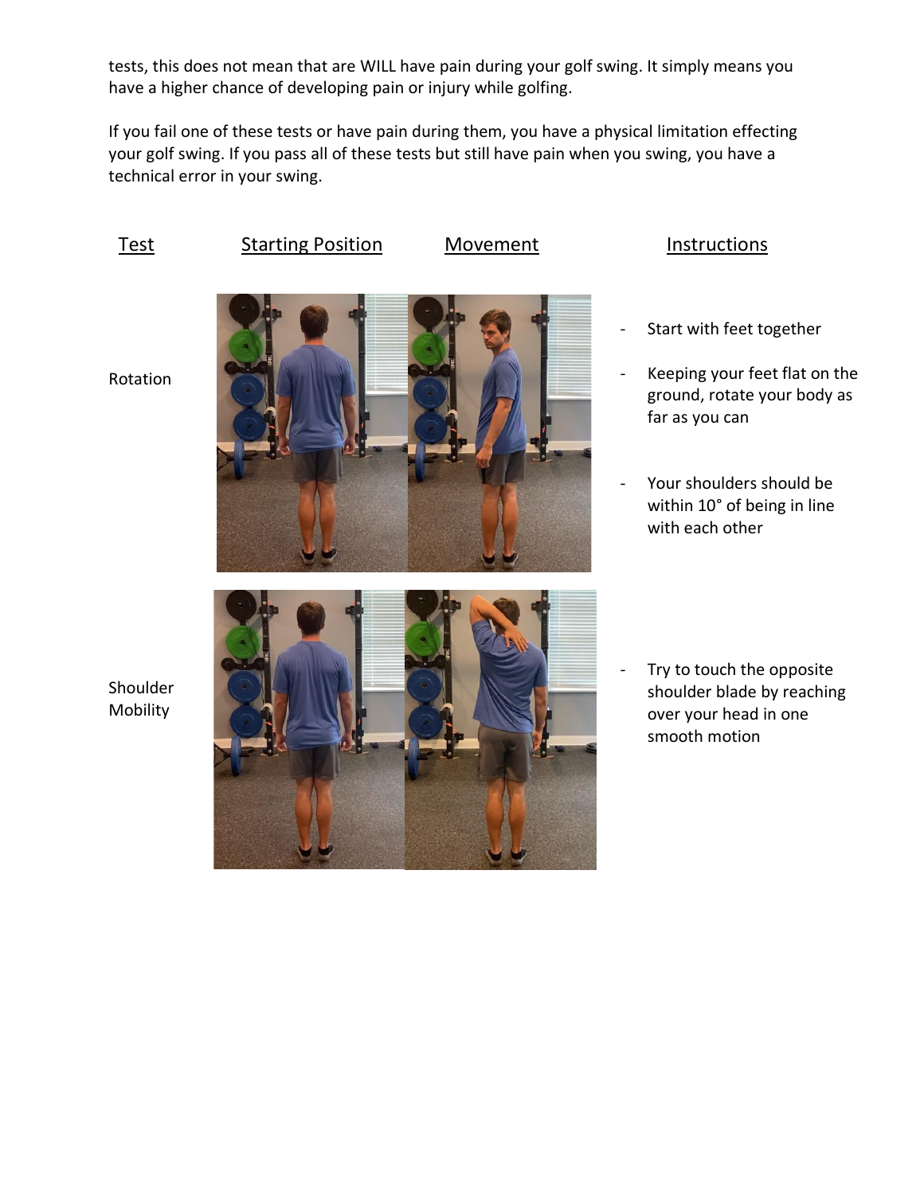tests, this does not mean that are WILL have pain during your golf swing. It simply means you have a higher chance of developing pain or injury while golfing.

If you fail one of these tests or have pain during them, you have a physical limitation effecting your golf swing. If you pass all of these tests but still have pain when you swing, you have a technical error in your swing.

| Test | Starting Position | Movement | Instructions |
|---|---|---|---|
| Rotation | | | - Start with feet together<br>- Keeping your feet flat on the ground, rotate your body as far as you can<br>- Your shoulders should be within 10° of being in line with each other |
| Shoulder Mobility | | | - Try to touch the opposite shoulder blade by reaching over your head in one smooth motion |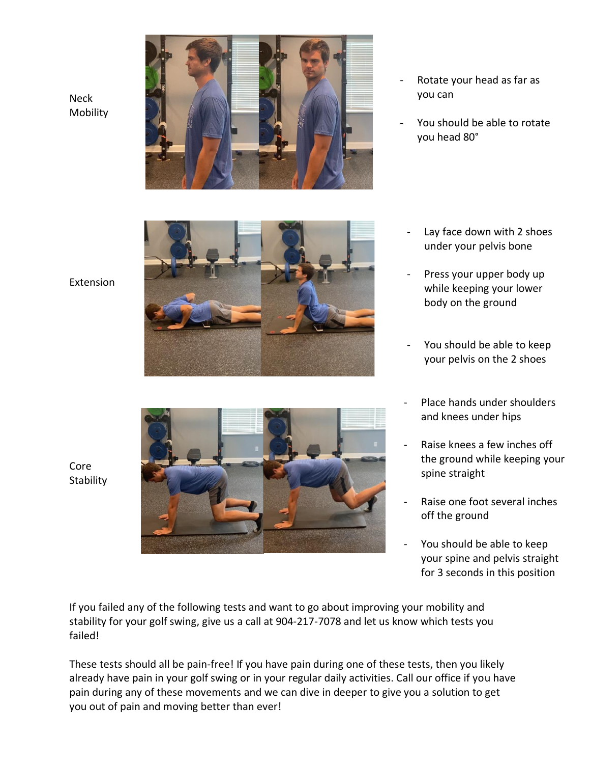Neck Mobility

- Rotate your head as far as you can
- You should be able to rotate you head 80°

Extension

- Lay face down with 2 shoes under your pelvis bone
- Press your upper body up while keeping your lower body on the ground
- You should be able to keep your pelvis on the 2 shoes

Core Stability

- Place hands under shoulders and knees under hips
- Raise knees a few inches off the ground while keeping your spine straight
- Raise one foot several inches off the ground
- You should be able to keep your spine and pelvis straight for 3 seconds in this position

If you failed any of the following tests and want to go about improving your mobility and stability for your golf swing, give us a call at 904-217-7078 and let us know which tests you failed!

These tests should all be pain-free! If you have pain during one of these tests, then you likely already have pain in your golf swing or in your regular daily activities. Call our office if you have pain during any of these movements and we can dive in deeper to give you a solution to get you out of pain and moving better than ever!